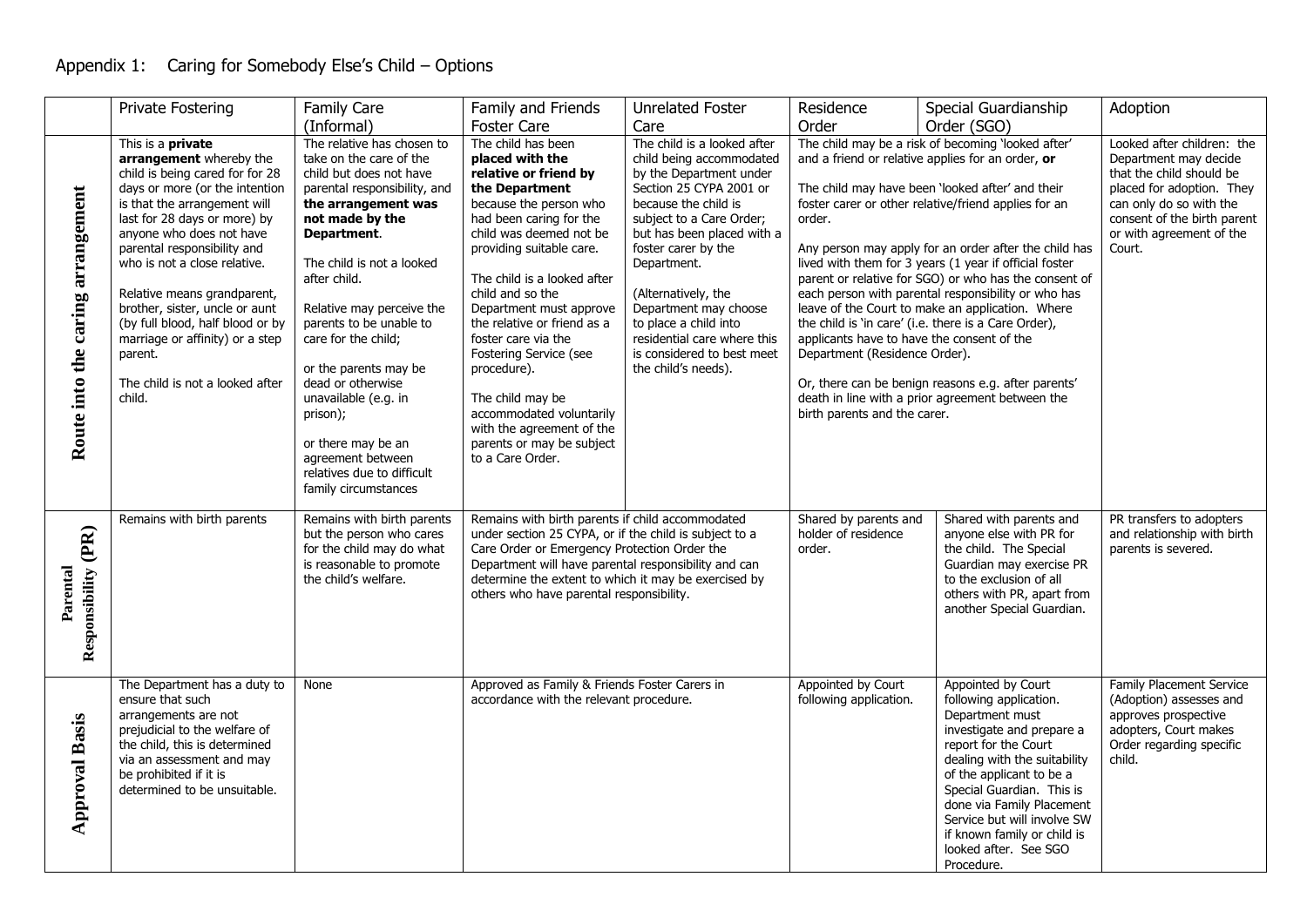# Appendix 1: Caring for Somebody Else's Child – Options

| | Private Fostering | Family Care (Informal) | Family and Friends Foster Care | Unrelated Foster Care | Residence Order | Special Guardianship Order (SGO) | Adoption |
|---|---|---|---|---|---|---|---|
| **Route into the caring arrangement** | This is a **private arrangement** whereby the child is being cared for for 28 days or more (or the intention is that the arrangement will last for 28 days or more) by anyone who does not have parental responsibility and who is not a close relative.<br><br>Relative means grandparent, brother, sister, uncle or aunt (by full blood, half blood or by marriage or affinity) or a step parent.<br><br>The child is not a looked after child. | The relative has chosen to take on the care of the child but does not have parental responsibility, and **the arrangement was not made by the Department**.<br><br>The child is not a looked after child.<br><br>Relative may perceive the parents to be unable to care for the child;<br><br>or the parents may be dead or otherwise unavailable (e.g. in prison);<br><br>or there may be an agreement between relatives due to difficult family circumstances | The child has been **placed with the relative or friend by the Department** because the person who had been caring for the child was deemed not be providing suitable care.<br><br>The child is a looked after child and so the Department must approve the relative or friend as a foster carer via the Fostering Service (see procedure).<br><br>The child may be accommodated voluntarily with the agreement of the parents or may be subject to a Care Order. | The child is a looked after child being accommodated by the Department under Section 25 CYPA 2001 or because the child is subject to a Care Order; but has been placed with a foster carer by the Department.<br><br>(Alternatively, the Department may choose to place a child into residential care where this is considered to best meet the child's needs). | The child may be a risk of becoming 'looked after' and a friend or relative applies for an order, **or**<br><br>The child may have been 'looked after' and their foster carer or other relative/friend applies for an order.<br><br>Any person may apply for an order after the child has lived with them for 3 years (1 year if official foster parent or relative for SGO) or who has the consent of each person with parental responsibility or who has leave of the Court to make an application. Where the child is 'in care' (i.e. there is a Care Order), applicants have to have the consent of the Department (Residence Order).<br><br>Or, there can be benign reasons e.g. after parents' death in line with a prior agreement between the birth parents and the carer. | | Looked after children: the Department may decide that the child should be placed for adoption. They can only do so with the consent of the birth parent or with agreement of the Court. |
| **Parental Responsibility (PR)** | Remains with birth parents | Remains with birth parents but the person who cares for the child may do what is reasonable to promote the child's welfare. | Remains with birth parents if child accommodated under section 25 CYPA, or if the child is subject to a Care Order or Emergency Protection Order the Department will have parental responsibility and can determine the extent to which it may be exercised by others who have parental responsibility. | | Shared by parents and holder of residence order. | Shared with parents and anyone else with PR for the child. The Special Guardian may exercise PR to the exclusion of all others with PR, apart from another Special Guardian. | PR transfers to adopters and relationship with birth parents is severed. |
| **Approval Basis** | The Department has a duty to ensure that such arrangements are not prejudicial to the welfare of the child, this is determined via an assessment and may be prohibited if it is determined to be unsuitable. | None | Approved as Family & Friends Foster Carers in accordance with the relevant procedure. | | Appointed by Court following application. | Appointed by Court following application. Department must investigate and prepare a report for the Court dealing with the suitability of the applicant to be a Special Guardian. This is done via Family Placement Service but will involve SW if known family or child is looked after. See SGO Procedure. | Family Placement Service (Adoption) assesses and approves prospective adopters, Court makes Order regarding specific child. |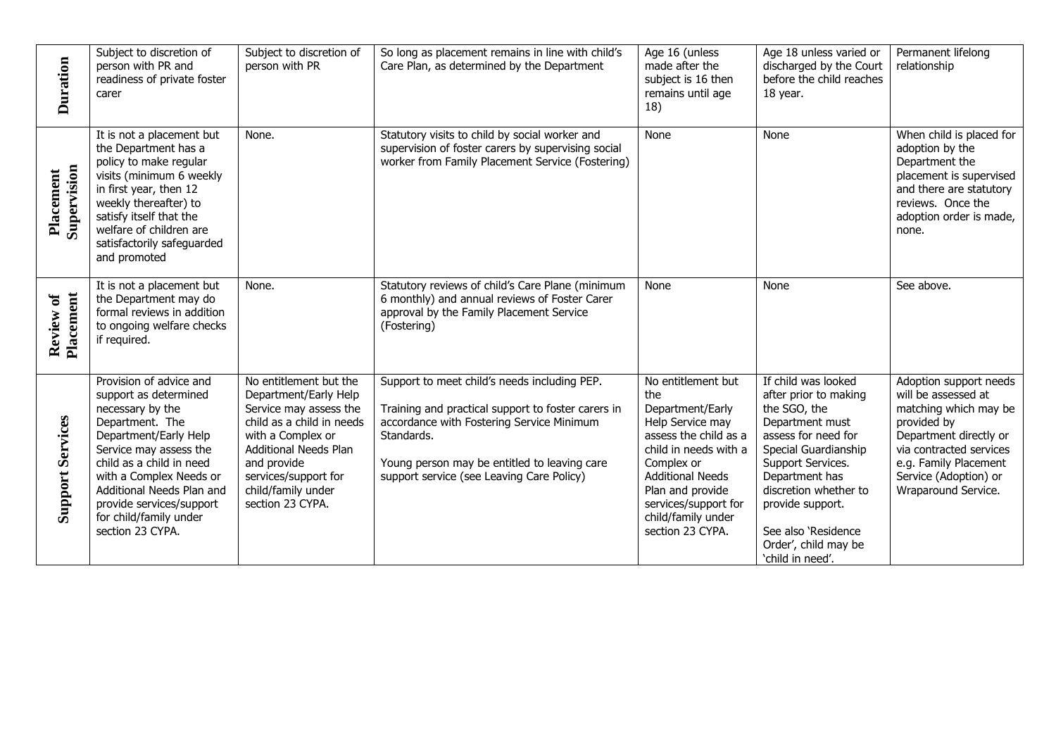| | | | | | | |
|---|---|---|---|---|---|---|
| **Duration** | Subject to discretion of person with PR and readiness of private foster carer | Subject to discretion of person with PR | So long as placement remains in line with child's Care Plan, as determined by the Department | Age 16 (unless made after the subject is 16 then remains until age 18) | Age 18 unless varied or discharged by the Court before the child reaches 18 year. | Permanent lifelong relationship |
| **Placement Supervision** | It is not a placement but the Department has a policy to make regular visits (minimum 6 weekly in first year, then 12 weekly thereafter) to satisfy itself that the welfare of children are satisfactorily safeguarded and promoted | None. | Statutory visits to child by social worker and supervision of foster carers by supervising social worker from Family Placement Service (Fostering) | None | None | When child is placed for adoption by the Department the placement is supervised and there are statutory reviews. Once the adoption order is made, none. |
| **Review of Placement** | It is not a placement but the Department may do formal reviews in addition to ongoing welfare checks if required. | None. | Statutory reviews of child's Care Plane (minimum 6 monthly) and annual reviews of Foster Carer approval by the Family Placement Service (Fostering) | None | None | See above. |
| **Support Services** | Provision of advice and support as determined necessary by the Department. The Department/Early Help Service may assess the child as a child in need with a Complex Needs or Additional Needs Plan and provide services/support for child/family under section 23 CYPA. | No entitlement but the Department/Early Help Service may assess the child as a child in needs with a Complex or Additional Needs Plan and provide services/support for child/family under section 23 CYPA. | Support to meet child's needs including PEP.<br><br>Training and practical support to foster carers in accordance with Fostering Service Minimum Standards.<br><br>Young person may be entitled to leaving care support service (see Leaving Care Policy) | No entitlement but the Department/Early Help Service may assess the child as a child in needs with a Complex or Additional Needs Plan and provide services/support for child/family under section 23 CYPA. | If child was looked after prior to making the SGO, the Department must assess for need for Special Guardianship Support Services. Department has discretion whether to provide support.<br><br>See also 'Residence Order', child may be 'child in need'. | Adoption support needs will be assessed at matching which may be provided by Department directly or via contracted services e.g. Family Placement Service (Adoption) or Wraparound Service. |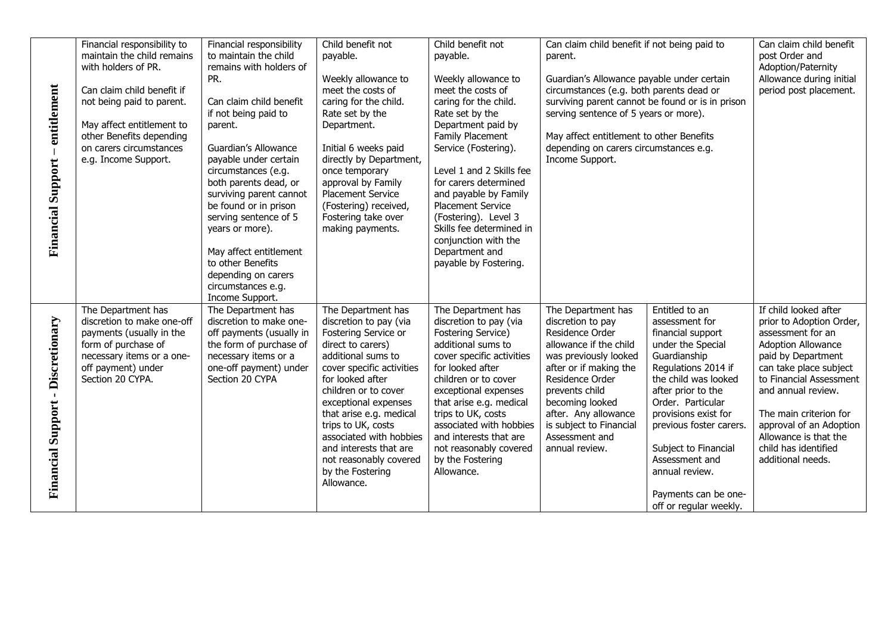| | | | | | | | |
|---|---|---|---|---|---|---|---|
| **Financial Support – entitlement** | Financial responsibility to maintain the child remains with holders of PR.<br><br>Can claim child benefit if not being paid to parent.<br><br>May affect entitlement to other Benefits depending on carers circumstances e.g. Income Support. | Financial responsibility to maintain the child remains with holders of PR.<br><br>Can claim child benefit if not being paid to parent.<br><br>Guardian's Allowance payable under certain circumstances (e.g. both parents dead, or surviving parent cannot be found or in prison serving sentence of 5 years or more).<br><br>May affect entitlement to other Benefits depending on carers circumstances e.g. Income Support. | Child benefit not payable.<br><br>Weekly allowance to meet the costs of caring for the child. Rate set by the Department.<br><br>Initial 6 weeks paid directly by Department, once temporary approval by Family Placement Service (Fostering) received, Fostering take over making payments. | Child benefit not payable.<br><br>Weekly allowance to meet the costs of caring for the child. Rate set by the Department paid by Family Placement Service (Fostering).<br><br>Level 1 and 2 Skills fee for carers determined and payable by Family Placement Service (Fostering). Level 3 Skills fee determined in conjunction with the Department and payable by Fostering. | Can claim child benefit if not being paid to parent.<br><br>Guardian's Allowance payable under certain circumstances (e.g. both parents dead or surviving parent cannot be found or is in prison serving sentence of 5 years or more).<br><br>May affect entitlement to other Benefits depending on carers circumstances e.g. Income Support. | | Can claim child benefit post Order and Adoption/Paternity Allowance during initial period post placement. |
| **Financial Support - Discretionary** | The Department has discretion to make one-off payments (usually in the form of purchase of necessary items or a one-off payment) under Section 20 CYPA. | The Department has discretion to make one-off payments (usually in the form of purchase of necessary items or a one-off payment) under Section 20 CYPA | The Department has discretion to pay (via Fostering Service or direct to carers) additional sums to cover specific activities for looked after children or to cover exceptional expenses that arise e.g. medical trips to UK, costs associated with hobbies and interests that are not reasonably covered by the Fostering Allowance. | The Department has discretion to pay (via Fostering Service) additional sums to cover specific activities for looked after children or to cover exceptional expenses that arise e.g. medical trips to UK, costs associated with hobbies and interests that are not reasonably covered by the Fostering Allowance. | The Department has discretion to pay Residence Order allowance if the child was previously looked after or if making the Residence Order prevents child becoming looked after. Any allowance is subject to Financial Assessment and annual review. | Entitled to an assessment for financial support under the Special Guardianship Regulations 2014 if the child was looked after prior to the Order. Particular provisions exist for previous foster carers.<br><br>Subject to Financial Assessment and annual review.<br><br>Payments can be one-off or regular weekly. | If child looked after prior to Adoption Order, assessment for an Adoption Allowance paid by Department can take place subject to Financial Assessment and annual review.<br><br>The main criterion for approval of an Adoption Allowance is that the child has identified additional needs. |